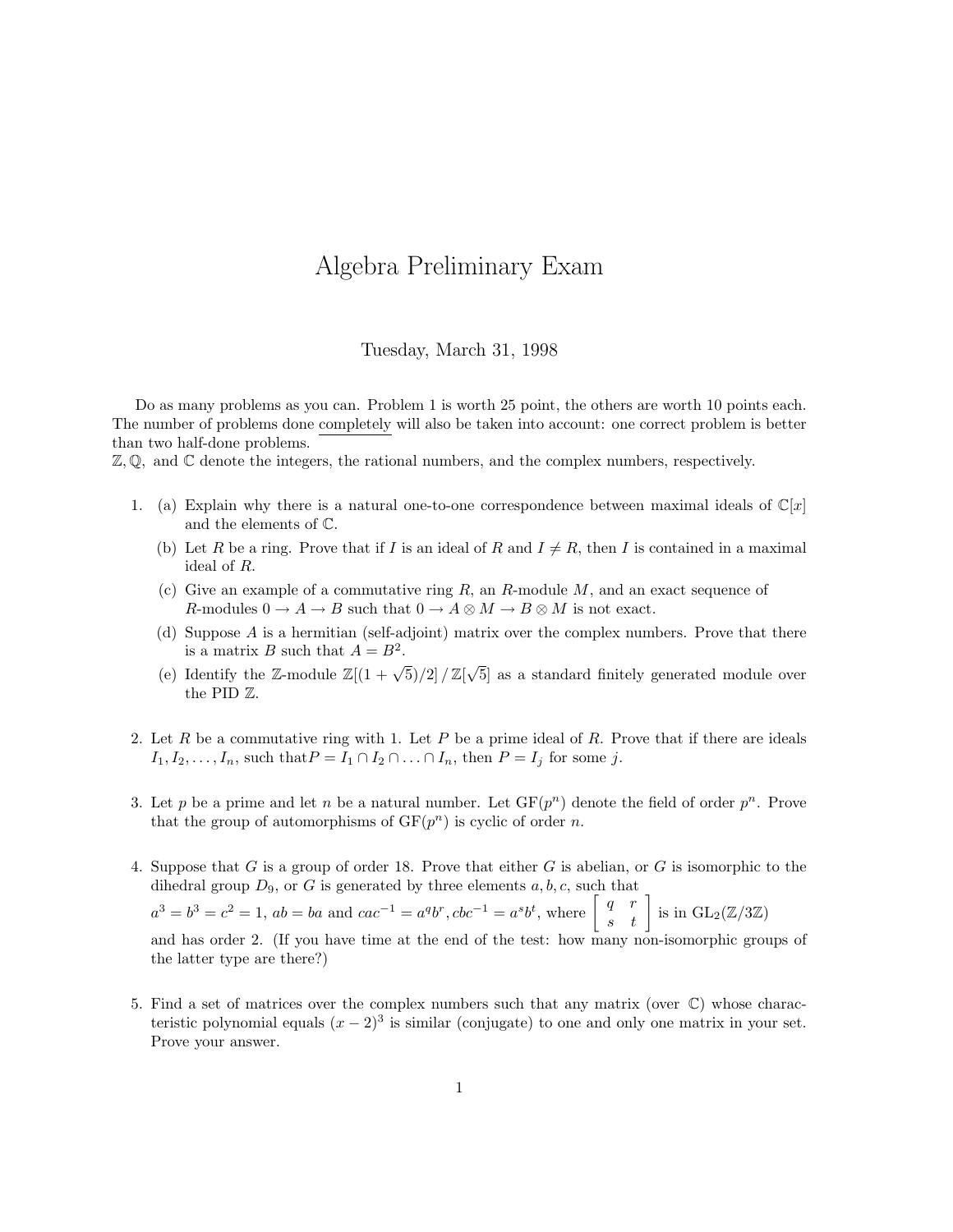# Algebra Preliminary Exam

Tuesday, March 31, 1998

Do as many problems as you can. Problem 1 is worth 25 point, the others are worth 10 points each. The number of problems done completely will also be taken into account: one correct problem is better than two half-done problems.
$\mathbb{Z}, \mathbb{Q}$, and $\mathbb{C}$ denote the integers, the rational numbers, and the complex numbers, respectively.

1. (a) Explain why there is a natural one-to-one correspondence between maximal ideals of $\mathbb{C}[x]$ and the elements of $\mathbb{C}$.

   (b) Let $R$ be a ring. Prove that if $I$ is an ideal of $R$ and $I \neq R$, then $I$ is contained in a maximal ideal of $R$.

   (c) Give an example of a commutative ring $R$, an $R$-module $M$, and an exact sequence of $R$-modules $0 \to A \to B$ such that $0 \to A \otimes M \to B \otimes M$ is not exact.

   (d) Suppose $A$ is a hermitian (self-adjoint) matrix over the complex numbers. Prove that there is a matrix $B$ such that $A = B^2$.

   (e) Identify the $\mathbb{Z}$-module $\mathbb{Z}[(1+\sqrt{5})/2] \,/\, \mathbb{Z}[\sqrt{5}]$ as a standard finitely generated module over the PID $\mathbb{Z}$.

2. Let $R$ be a commutative ring with 1. Let $P$ be a prime ideal of $R$. Prove that if there are ideals $I_1, I_2, \ldots, I_n$, such that$P = I_1 \cap I_2 \cap \ldots \cap I_n$, then $P = I_j$ for some $j$.

3. Let $p$ be a prime and let $n$ be a natural number. Let $\mathrm{GF}(p^n)$ denote the field of order $p^n$. Prove that the group of automorphisms of $\mathrm{GF}(p^n)$ is cyclic of order $n$.

4. Suppose that $G$ is a group of order 18. Prove that either $G$ is abelian, or $G$ is isomorphic to the dihedral group $D_9$, or $G$ is generated by three elements $a, b, c$, such that $a^3 = b^3 = c^2 = 1$, $ab = ba$ and $cac^{-1} = a^q b^r, cbc^{-1} = a^s b^t$, where $\begin{bmatrix} q & r \\ s & t \end{bmatrix}$ is in $\mathrm{GL}_2(\mathbb{Z}/3\mathbb{Z})$ and has order 2. (If you have time at the end of the test: how many non-isomorphic groups of the latter type are there?)

5. Find a set of matrices over the complex numbers such that any matrix (over $\mathbb{C}$) whose characteristic polynomial equals $(x-2)^3$ is similar (conjugate) to one and only one matrix in your set. Prove your answer.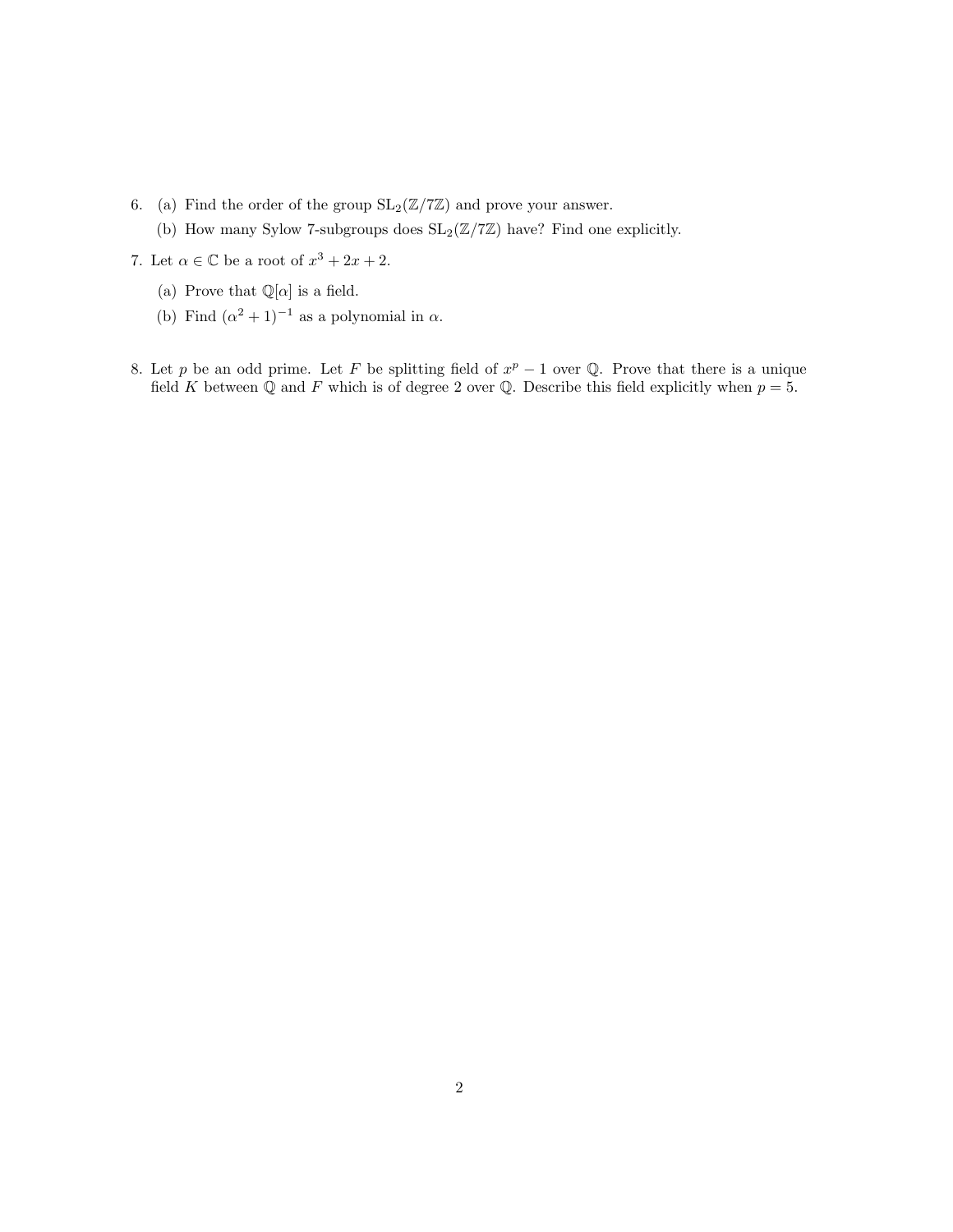6. (a) Find the order of the group $\mathrm{SL}_2(\mathbb{Z}/7\mathbb{Z})$ and prove your answer.

   (b) How many Sylow 7-subgroups does $\mathrm{SL}_2(\mathbb{Z}/7\mathbb{Z})$ have? Find one explicitly.

7. Let $\alpha \in \mathbb{C}$ be a root of $x^3 + 2x + 2$.

   (a) Prove that $\mathbb{Q}[\alpha]$ is a field.

   (b) Find $(\alpha^2 + 1)^{-1}$ as a polynomial in $\alpha$.

8. Let $p$ be an odd prime. Let $F$ be splitting field of $x^p - 1$ over $\mathbb{Q}$. Prove that there is a unique field $K$ between $\mathbb{Q}$ and $F$ which is of degree 2 over $\mathbb{Q}$. Describe this field explicitly when $p = 5$.